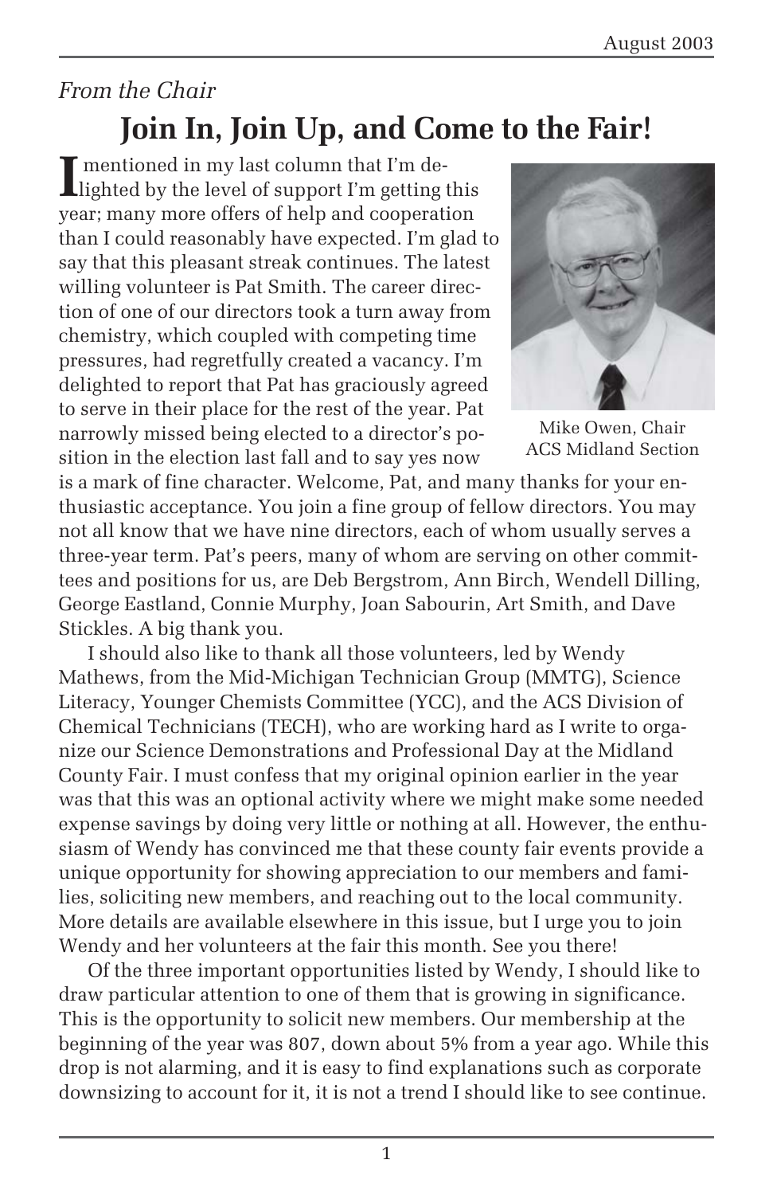*From the Chair*

# Join In, Join Up, and Come to the Fair!

I mentioned in my last column that I'm delighted by the level of support I'm getting this year; many more offers of help and cooperation than I could reasonably have expected. I'm glad to say that this pleasant streak continues. The latest willing volunteer is Pat Smith. The career direction of one of our directors took a turn away from chemistry, which coupled with competing time pressures, had regretfully created a vacancy. I'm delighted to report that Pat has graciously agreed to serve in their place for the rest of the year. Pat narrowly missed being elected to a director's position in the election last fall and to say yes now is a mark of fine character. Welcome, Pat, and many thanks for your enthusiastic acceptance. You join a fine group of fellow directors. You may not all know that we have nine directors, each of whom usually serves a three-year term. Pat's peers, many of whom are serving on other committees and positions for us, are Deb Bergstrom, Ann Birch, Wendell Dilling, George Eastland, Connie Murphy, Joan Sabourin, Art Smith, and Dave Stickles. A big thank you.

Mike Owen, Chair
ACS Midland Section

I should also like to thank all those volunteers, led by Wendy Mathews, from the Mid-Michigan Technician Group (MMTG), Science Literacy, Younger Chemists Committee (YCC), and the ACS Division of Chemical Technicians (TECH), who are working hard as I write to organize our Science Demonstrations and Professional Day at the Midland County Fair. I must confess that my original opinion earlier in the year was that this was an optional activity where we might make some needed expense savings by doing very little or nothing at all. However, the enthusiasm of Wendy has convinced me that these county fair events provide a unique opportunity for showing appreciation to our members and families, soliciting new members, and reaching out to the local community. More details are available elsewhere in this issue, but I urge you to join Wendy and her volunteers at the fair this month. See you there!

Of the three important opportunities listed by Wendy, I should like to draw particular attention to one of them that is growing in significance. This is the opportunity to solicit new members. Our membership at the beginning of the year was 807, down about 5% from a year ago. While this drop is not alarming, and it is easy to find explanations such as corporate downsizing to account for it, it is not a trend I should like to see continue.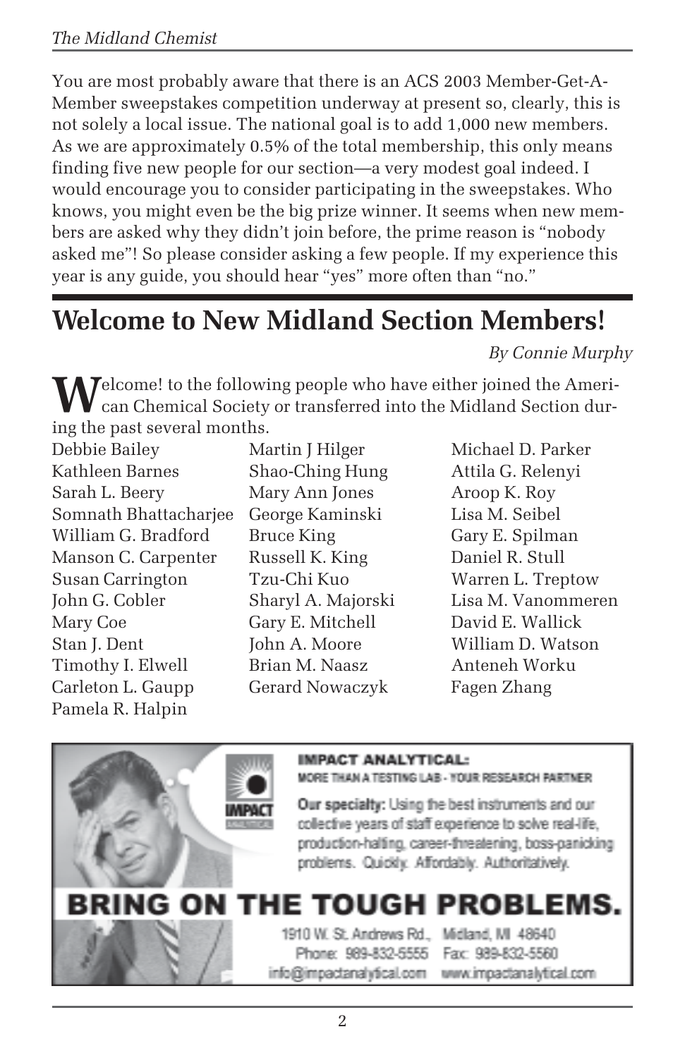You are most probably aware that there is an ACS 2003 Member-Get-A-Member sweepstakes competition underway at present so, clearly, this is not solely a local issue. The national goal is to add 1,000 new members. As we are approximately 0.5% of the total membership, this only means finding five new people for our section—a very modest goal indeed. I would encourage you to consider participating in the sweepstakes. Who knows, you might even be the big prize winner. It seems when new members are asked why they didn't join before, the prime reason is "nobody asked me"! So please consider asking a few people. If my experience this year is any guide, you should hear "yes" more often than "no."

# Welcome to New Midland Section Members!

*By Connie Murphy*

Welcome! to the following people who have either joined the American Chemical Society or transferred into the Midland Section during the past several months.

Debbie Bailey
Kathleen Barnes
Sarah L. Beery
Somnath Bhattacharjee
William G. Bradford
Manson C. Carpenter
Susan Carrington
John G. Cobler
Mary Coe
Stan J. Dent
Timothy I. Elwell
Carleton L. Gaupp
Pamela R. Halpin
Martin J Hilger
Shao-Ching Hung
Mary Ann Jones
George Kaminski
Bruce King
Russell K. King
Tzu-Chi Kuo
Sharyl A. Majorski
Gary E. Mitchell
John A. Moore
Brian M. Naasz
Gerard Nowaczyk
Michael D. Parker
Attila G. Relenyi
Aroop K. Roy
Lisa M. Seibel
Gary E. Spilman
Daniel R. Stull
Warren L. Treptow
Lisa M. Vanommeren
David E. Wallick
William D. Watson
Anteneh Worku
Fagen Zhang

**IMPACT ANALYTICAL:**
MORE THAN A TESTING LAB - YOUR RESEARCH PARTNER

**Our specialty:** Using the best instruments and our collective years of staff experience to solve real-life, production-halting, career-threatening, boss-panicking problems. Quickly. Affordably. Authoritatively.

**BRING ON THE TOUGH PROBLEMS.**

1910 W. St. Andrews Rd., Midland, MI 48640
Phone: 989-832-5555 Fax: 989-832-5560
info@impactanalytical.com www.impactanalytical.com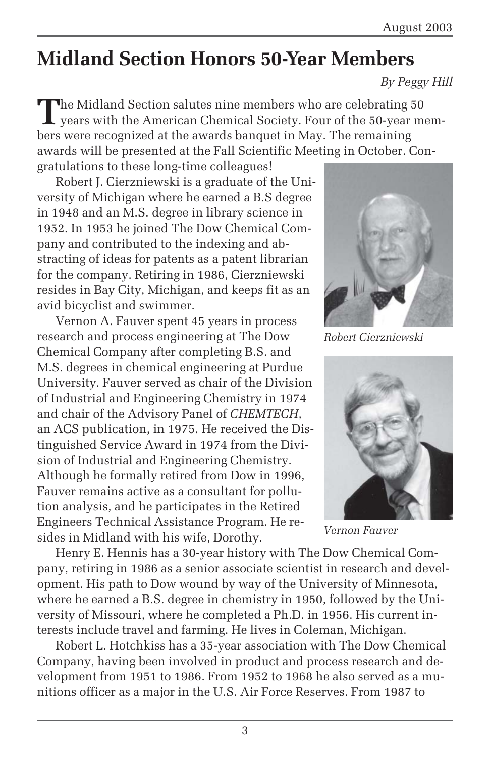# Midland Section Honors 50-Year Members

*By Peggy Hill*

The Midland Section salutes nine members who are celebrating 50 years with the American Chemical Society. Four of the 50-year members were recognized at the awards banquet in May. The remaining awards will be presented at the Fall Scientific Meeting in October. Congratulations to these long-time colleagues!

Robert J. Cierzniewski is a graduate of the University of Michigan where he earned a B.S degree in 1948 and an M.S. degree in library science in 1952. In 1953 he joined The Dow Chemical Company and contributed to the indexing and abstracting of ideas for patents as a patent librarian for the company. Retiring in 1986, Cierzniewski resides in Bay City, Michigan, and keeps fit as an avid bicyclist and swimmer.

*Robert Cierzniewski*

Vernon A. Fauver spent 45 years in process research and process engineering at The Dow Chemical Company after completing B.S. and M.S. degrees in chemical engineering at Purdue University. Fauver served as chair of the Division of Industrial and Engineering Chemistry in 1974 and chair of the Advisory Panel of *CHEMTECH*, an ACS publication, in 1975. He received the Distinguished Service Award in 1974 from the Division of Industrial and Engineering Chemistry. Although he formally retired from Dow in 1996, Fauver remains active as a consultant for pollution analysis, and he participates in the Retired Engineers Technical Assistance Program. He resides in Midland with his wife, Dorothy.

*Vernon Fauver*

Henry E. Hennis has a 30-year history with The Dow Chemical Company, retiring in 1986 as a senior associate scientist in research and development. His path to Dow wound by way of the University of Minnesota, where he earned a B.S. degree in chemistry in 1950, followed by the University of Missouri, where he completed a Ph.D. in 1956. His current interests include travel and farming. He lives in Coleman, Michigan.

Robert L. Hotchkiss has a 35-year association with The Dow Chemical Company, having been involved in product and process research and development from 1951 to 1986. From 1952 to 1968 he also served as a munitions officer as a major in the U.S. Air Force Reserves. From 1987 to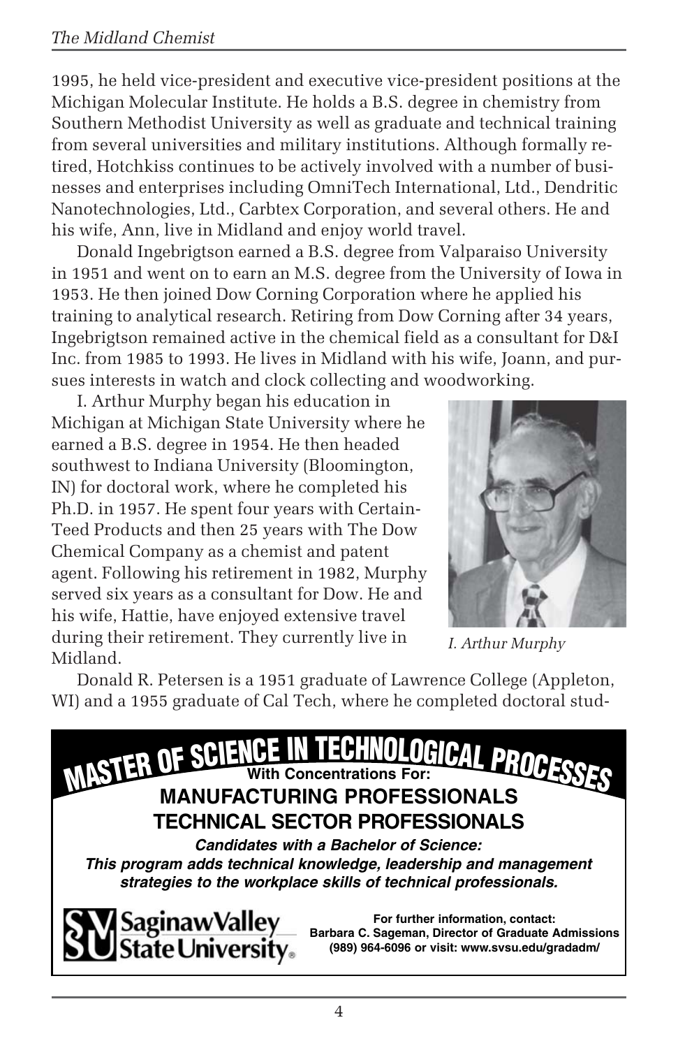1995, he held vice-president and executive vice-president positions at the Michigan Molecular Institute. He holds a B.S. degree in chemistry from Southern Methodist University as well as graduate and technical training from several universities and military institutions. Although formally retired, Hotchkiss continues to be actively involved with a number of businesses and enterprises including OmniTech International, Ltd., Dendritic Nanotechnologies, Ltd., Carbtex Corporation, and several others. He and his wife, Ann, live in Midland and enjoy world travel.

Donald Ingebrigtson earned a B.S. degree from Valparaiso University in 1951 and went on to earn an M.S. degree from the University of Iowa in 1953. He then joined Dow Corning Corporation where he applied his training to analytical research. Retiring from Dow Corning after 34 years, Ingebrigtson remained active in the chemical field as a consultant for D&I Inc. from 1985 to 1993. He lives in Midland with his wife, Joann, and pursues interests in watch and clock collecting and woodworking.

I. Arthur Murphy began his education in Michigan at Michigan State University where he earned a B.S. degree in 1954. He then headed southwest to Indiana University (Bloomington, IN) for doctoral work, where he completed his Ph.D. in 1957. He spent four years with Certain-Teed Products and then 25 years with The Dow Chemical Company as a chemist and patent agent. Following his retirement in 1982, Murphy served six years as a consultant for Dow. He and his wife, Hattie, have enjoyed extensive travel during their retirement. They currently live in Midland.

*I. Arthur Murphy*

Donald R. Petersen is a 1951 graduate of Lawrence College (Appleton, WI) and a 1955 graduate of Cal Tech, where he completed doctoral stud-

**MASTER OF SCIENCE IN TECHNOLOGICAL PROCESSES**

**With Concentrations For:**

**MANUFACTURING PROFESSIONALS**

**TECHNICAL SECTOR PROFESSIONALS**

***Candidates with a Bachelor of Science:***
***This program adds technical knowledge, leadership and management strategies to the workplace skills of technical professionals.***

Saginaw Valley State University

**For further information, contact:**
**Barbara C. Sageman, Director of Graduate Admissions**
**(989) 964-6096 or visit: www.svsu.edu/gradadm/**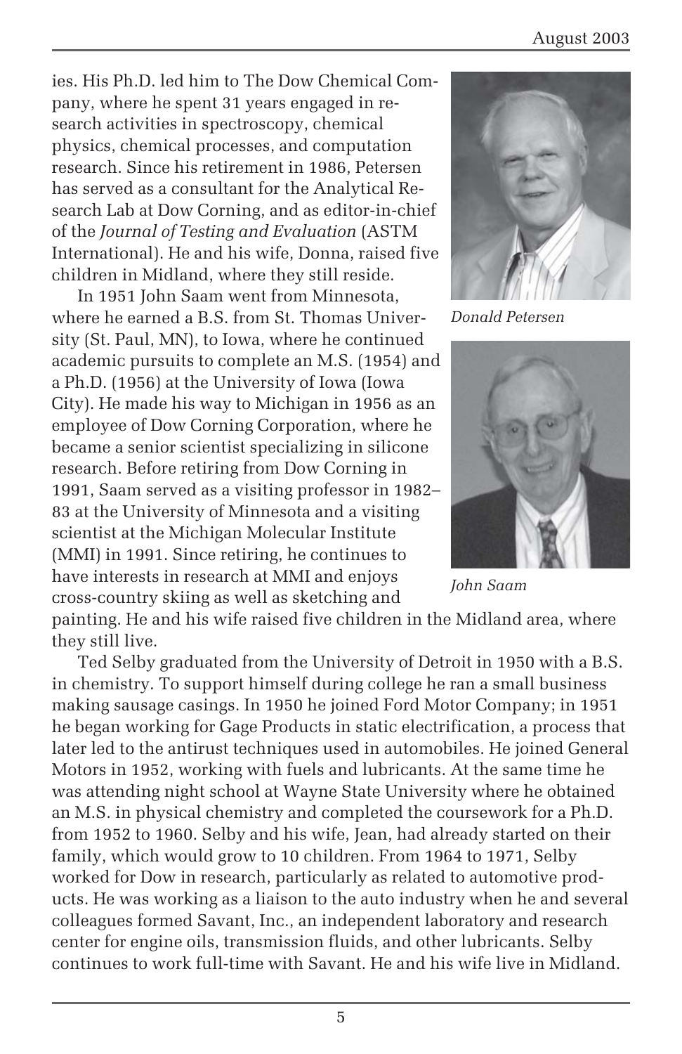ies. His Ph.D. led him to The Dow Chemical Company, where he spent 31 years engaged in research activities in spectroscopy, chemical physics, chemical processes, and computation research. Since his retirement in 1986, Petersen has served as a consultant for the Analytical Research Lab at Dow Corning, and as editor-in-chief of the *Journal of Testing and Evaluation* (ASTM International). He and his wife, Donna, raised five children in Midland, where they still reside.

*Donald Petersen*

In 1951 John Saam went from Minnesota, where he earned a B.S. from St. Thomas University (St. Paul, MN), to Iowa, where he continued academic pursuits to complete an M.S. (1954) and a Ph.D. (1956) at the University of Iowa (Iowa City). He made his way to Michigan in 1956 as an employee of Dow Corning Corporation, where he became a senior scientist specializing in silicone research. Before retiring from Dow Corning in 1991, Saam served as a visiting professor in 1982–83 at the University of Minnesota and a visiting scientist at the Michigan Molecular Institute (MMI) in 1991. Since retiring, he continues to have interests in research at MMI and enjoys cross-country skiing as well as sketching and painting. He and his wife raised five children in the Midland area, where they still live.

*John Saam*

Ted Selby graduated from the University of Detroit in 1950 with a B.S. in chemistry. To support himself during college he ran a small business making sausage casings. In 1950 he joined Ford Motor Company; in 1951 he began working for Gage Products in static electrification, a process that later led to the antirust techniques used in automobiles. He joined General Motors in 1952, working with fuels and lubricants. At the same time he was attending night school at Wayne State University where he obtained an M.S. in physical chemistry and completed the coursework for a Ph.D. from 1952 to 1960. Selby and his wife, Jean, had already started on their family, which would grow to 10 children. From 1964 to 1971, Selby worked for Dow in research, particularly as related to automotive products. He was working as a liaison to the auto industry when he and several colleagues formed Savant, Inc., an independent laboratory and research center for engine oils, transmission fluids, and other lubricants. Selby continues to work full-time with Savant. He and his wife live in Midland.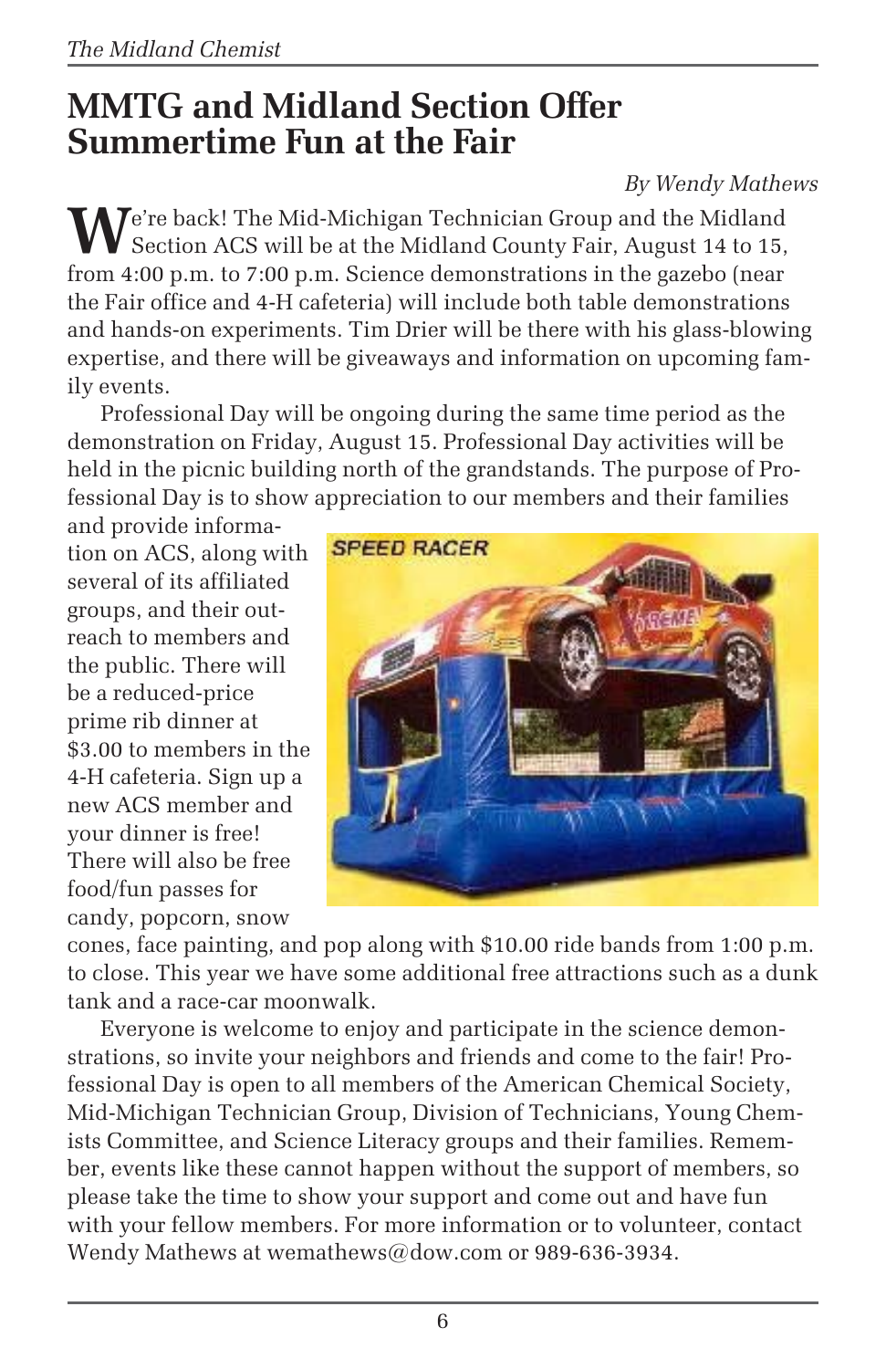# MMTG and Midland Section Offer Summertime Fun at the Fair

*By Wendy Mathews*

We're back! The Mid-Michigan Technician Group and the Midland Section ACS will be at the Midland County Fair, August 14 to 15, from 4:00 p.m. to 7:00 p.m. Science demonstrations in the gazebo (near the Fair office and 4-H cafeteria) will include both table demonstrations and hands-on experiments. Tim Drier will be there with his glass-blowing expertise, and there will be giveaways and information on upcoming family events.

Professional Day will be ongoing during the same time period as the demonstration on Friday, August 15. Professional Day activities will be held in the picnic building north of the grandstands. The purpose of Professional Day is to show appreciation to our members and their families and provide information on ACS, along with several of its affiliated groups, and their outreach to members and the public. There will be a reduced-price prime rib dinner at $3.00 to members in the 4-H cafeteria. Sign up a new ACS member and your dinner is free! There will also be free food/fun passes for candy, popcorn, snow cones, face painting, and pop along with $10.00 ride bands from 1:00 p.m. to close. This year we have some additional free attractions such as a dunk tank and a race-car moonwalk.

Everyone is welcome to enjoy and participate in the science demonstrations, so invite your neighbors and friends and come to the fair! Professional Day is open to all members of the American Chemical Society, Mid-Michigan Technician Group, Division of Technicians, Young Chemists Committee, and Science Literacy groups and their families. Remember, events like these cannot happen without the support of members, so please take the time to show your support and come out and have fun with your fellow members. For more information or to volunteer, contact Wendy Mathews at wemathews@dow.com or 989-636-3934.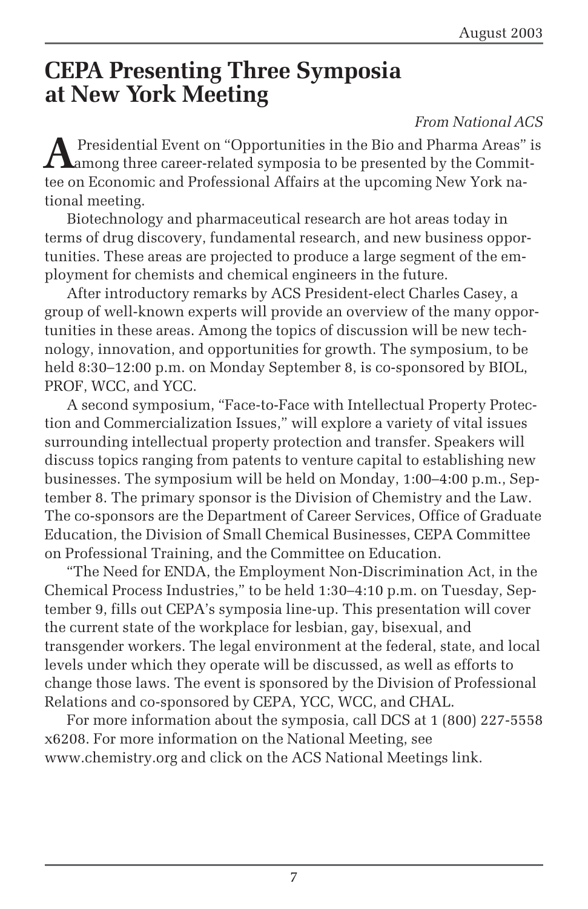# CEPA Presenting Three Symposia at New York Meeting

*From National ACS*

A Presidential Event on "Opportunities in the Bio and Pharma Areas" is among three career-related symposia to be presented by the Committee on Economic and Professional Affairs at the upcoming New York national meeting.

Biotechnology and pharmaceutical research are hot areas today in terms of drug discovery, fundamental research, and new business opportunities. These areas are projected to produce a large segment of the employment for chemists and chemical engineers in the future.

After introductory remarks by ACS President-elect Charles Casey, a group of well-known experts will provide an overview of the many opportunities in these areas. Among the topics of discussion will be new technology, innovation, and opportunities for growth. The symposium, to be held 8:30–12:00 p.m. on Monday September 8, is co-sponsored by BIOL, PROF, WCC, and YCC.

A second symposium, "Face-to-Face with Intellectual Property Protection and Commercialization Issues," will explore a variety of vital issues surrounding intellectual property protection and transfer. Speakers will discuss topics ranging from patents to venture capital to establishing new businesses. The symposium will be held on Monday, 1:00–4:00 p.m., September 8. The primary sponsor is the Division of Chemistry and the Law. The co-sponsors are the Department of Career Services, Office of Graduate Education, the Division of Small Chemical Businesses, CEPA Committee on Professional Training, and the Committee on Education.

"The Need for ENDA, the Employment Non-Discrimination Act, in the Chemical Process Industries," to be held 1:30–4:10 p.m. on Tuesday, September 9, fills out CEPA's symposia line-up. This presentation will cover the current state of the workplace for lesbian, gay, bisexual, and transgender workers. The legal environment at the federal, state, and local levels under which they operate will be discussed, as well as efforts to change those laws. The event is sponsored by the Division of Professional Relations and co-sponsored by CEPA, YCC, WCC, and CHAL.

For more information about the symposia, call DCS at 1 (800) 227-5558 x6208. For more information on the National Meeting, see www.chemistry.org and click on the ACS National Meetings link.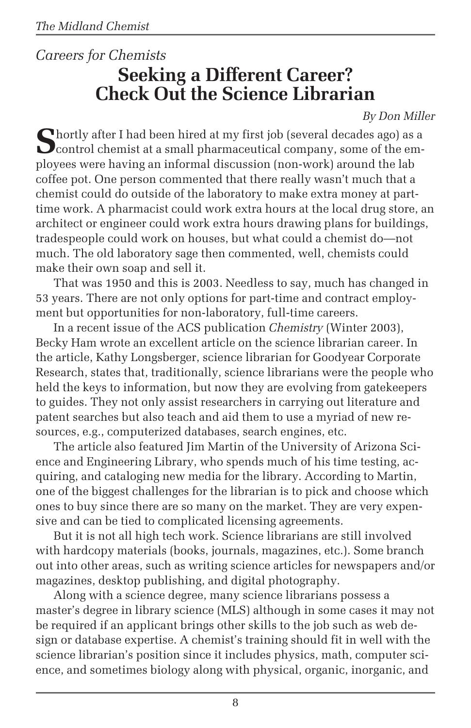*Careers for Chemists*

# Seeking a Different Career? Check Out the Science Librarian

*By Don Miller*

Shortly after I had been hired at my first job (several decades ago) as a control chemist at a small pharmaceutical company, some of the employees were having an informal discussion (non-work) around the lab coffee pot. One person commented that there really wasn't much that a chemist could do outside of the laboratory to make extra money at part-time work. A pharmacist could work extra hours at the local drug store, an architect or engineer could work extra hours drawing plans for buildings, tradespeople could work on houses, but what could a chemist do—not much. The old laboratory sage then commented, well, chemists could make their own soap and sell it.

That was 1950 and this is 2003. Needless to say, much has changed in 53 years. There are not only options for part-time and contract employment but opportunities for non-laboratory, full-time careers.

In a recent issue of the ACS publication *Chemistry* (Winter 2003), Becky Ham wrote an excellent article on the science librarian career. In the article, Kathy Longsberger, science librarian for Goodyear Corporate Research, states that, traditionally, science librarians were the people who held the keys to information, but now they are evolving from gatekeepers to guides. They not only assist researchers in carrying out literature and patent searches but also teach and aid them to use a myriad of new resources, e.g., computerized databases, search engines, etc.

The article also featured Jim Martin of the University of Arizona Science and Engineering Library, who spends much of his time testing, acquiring, and cataloging new media for the library. According to Martin, one of the biggest challenges for the librarian is to pick and choose which ones to buy since there are so many on the market. They are very expensive and can be tied to complicated licensing agreements.

But it is not all high tech work. Science librarians are still involved with hardcopy materials (books, journals, magazines, etc.). Some branch out into other areas, such as writing science articles for newspapers and/or magazines, desktop publishing, and digital photography.

Along with a science degree, many science librarians possess a master's degree in library science (MLS) although in some cases it may not be required if an applicant brings other skills to the job such as web design or database expertise. A chemist's training should fit in well with the science librarian's position since it includes physics, math, computer science, and sometimes biology along with physical, organic, inorganic, and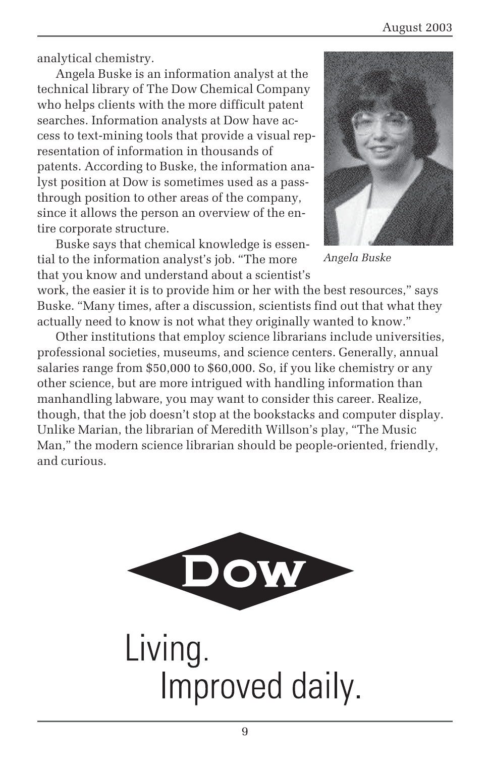analytical chemistry.

Angela Buske is an information analyst at the technical library of The Dow Chemical Company who helps clients with the more difficult patent searches. Information analysts at Dow have access to text-mining tools that provide a visual representation of information in thousands of patents. According to Buske, the information analyst position at Dow is sometimes used as a pass-through position to other areas of the company, since it allows the person an overview of the entire corporate structure.

*Angela Buske*

Buske says that chemical knowledge is essential to the information analyst's job. "The more that you know and understand about a scientist's work, the easier it is to provide him or her with the best resources," says Buske. "Many times, after a discussion, scientists find out that what they actually need to know is not what they originally wanted to know."

Other institutions that employ science librarians include universities, professional societies, museums, and science centers. Generally, annual salaries range from $50,000 to $60,000. So, if you like chemistry or any other science, but are more intrigued with handling information than manhandling labware, you may want to consider this career. Realize, though, that the job doesn't stop at the bookstacks and computer display. Unlike Marian, the librarian of Meredith Willson's play, "The Music Man," the modern science librarian should be people-oriented, friendly, and curious.

DOW

Living.
Improved daily.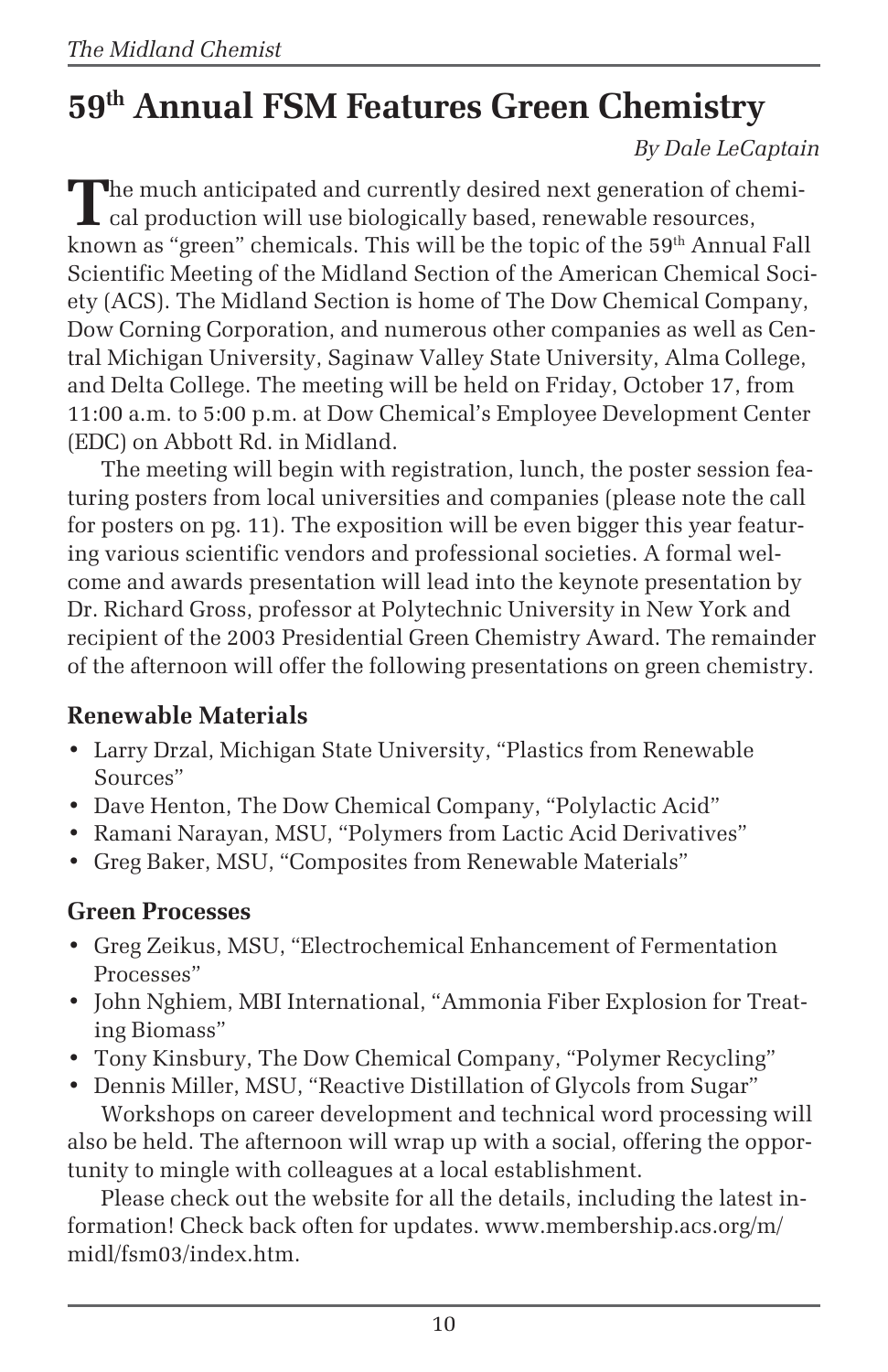# 59th Annual FSM Features Green Chemistry

*By Dale LeCaptain*

The much anticipated and currently desired next generation of chemical production will use biologically based, renewable resources, known as "green" chemicals. This will be the topic of the 59th Annual Fall Scientific Meeting of the Midland Section of the American Chemical Society (ACS). The Midland Section is home of The Dow Chemical Company, Dow Corning Corporation, and numerous other companies as well as Central Michigan University, Saginaw Valley State University, Alma College, and Delta College. The meeting will be held on Friday, October 17, from 11:00 a.m. to 5:00 p.m. at Dow Chemical's Employee Development Center (EDC) on Abbott Rd. in Midland.

The meeting will begin with registration, lunch, the poster session featuring posters from local universities and companies (please note the call for posters on pg. 11). The exposition will be even bigger this year featuring various scientific vendors and professional societies. A formal welcome and awards presentation will lead into the keynote presentation by Dr. Richard Gross, professor at Polytechnic University in New York and recipient of the 2003 Presidential Green Chemistry Award. The remainder of the afternoon will offer the following presentations on green chemistry.

### Renewable Materials

- Larry Drzal, Michigan State University, "Plastics from Renewable Sources"
- Dave Henton, The Dow Chemical Company, "Polylactic Acid"
- Ramani Narayan, MSU, "Polymers from Lactic Acid Derivatives"
- Greg Baker, MSU, "Composites from Renewable Materials"

### Green Processes

- Greg Zeikus, MSU, "Electrochemical Enhancement of Fermentation Processes"
- John Nghiem, MBI International, "Ammonia Fiber Explosion for Treating Biomass"
- Tony Kinsbury, The Dow Chemical Company, "Polymer Recycling"
- Dennis Miller, MSU, "Reactive Distillation of Glycols from Sugar"

Workshops on career development and technical word processing will also be held. The afternoon will wrap up with a social, offering the opportunity to mingle with colleagues at a local establishment.

Please check out the website for all the details, including the latest information! Check back often for updates. www.membership.acs.org/m/midl/fsm03/index.htm.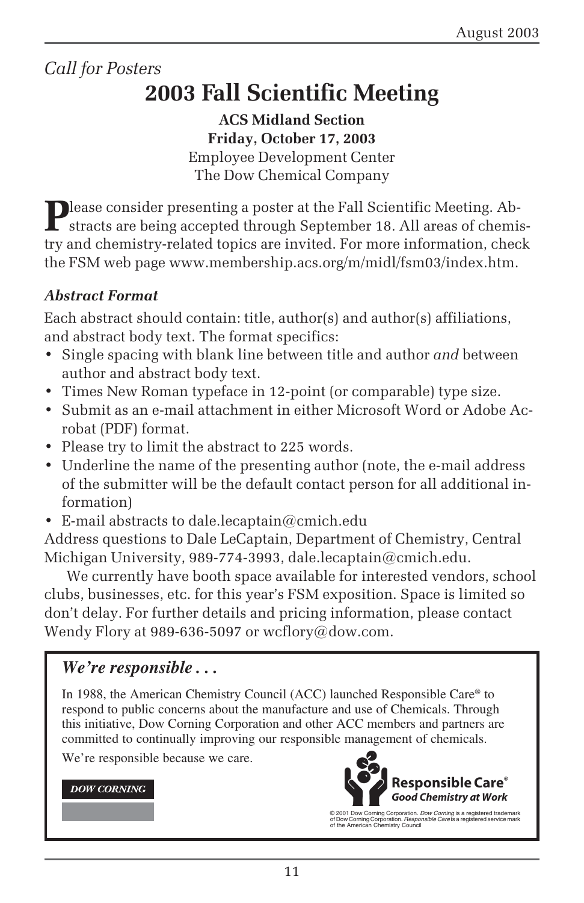*Call for Posters*

# 2003 Fall Scientific Meeting

**ACS Midland Section**
**Friday, October 17, 2003**
Employee Development Center
The Dow Chemical Company

Please consider presenting a poster at the Fall Scientific Meeting. Abstracts are being accepted through September 18. All areas of chemistry and chemistry-related topics are invited. For more information, check the FSM web page www.membership.acs.org/m/midl/fsm03/index.htm.

### *Abstract Format*

Each abstract should contain: title, author(s) and author(s) affiliations, and abstract body text. The format specifics:

- Single spacing with blank line between title and author *and* between author and abstract body text.
- Times New Roman typeface in 12-point (or comparable) type size.
- Submit as an e-mail attachment in either Microsoft Word or Adobe Acrobat (PDF) format.
- Please try to limit the abstract to 225 words.
- Underline the name of the presenting author (note, the e-mail address of the submitter will be the default contact person for all additional information)
- E-mail abstracts to dale.lecaptain@cmich.edu

Address questions to Dale LeCaptain, Department of Chemistry, Central Michigan University, 989-774-3993, dale.lecaptain@cmich.edu.

We currently have booth space available for interested vendors, school clubs, businesses, etc. for this year's FSM exposition. Space is limited so don't delay. For further details and pricing information, please contact Wendy Flory at 989-636-5097 or wcflory@dow.com.

---

***We're responsible . . .***

In 1988, the American Chemistry Council (ACC) launched Responsible Care® to respond to public concerns about the manufacture and use of Chemicals. Through this initiative, Dow Corning Corporation and other ACC members and partners are committed to continually improving our responsible management of chemicals.

We're responsible because we care.

DOW CORNING

**Responsible Care®**
***Good Chemistry at Work***

© 2001 Dow Corning Corporation. *Dow Corning* is a registered trademark of Dow Corning Corporation. *Responsible Care* is a registered service mark of the American Chemistry Council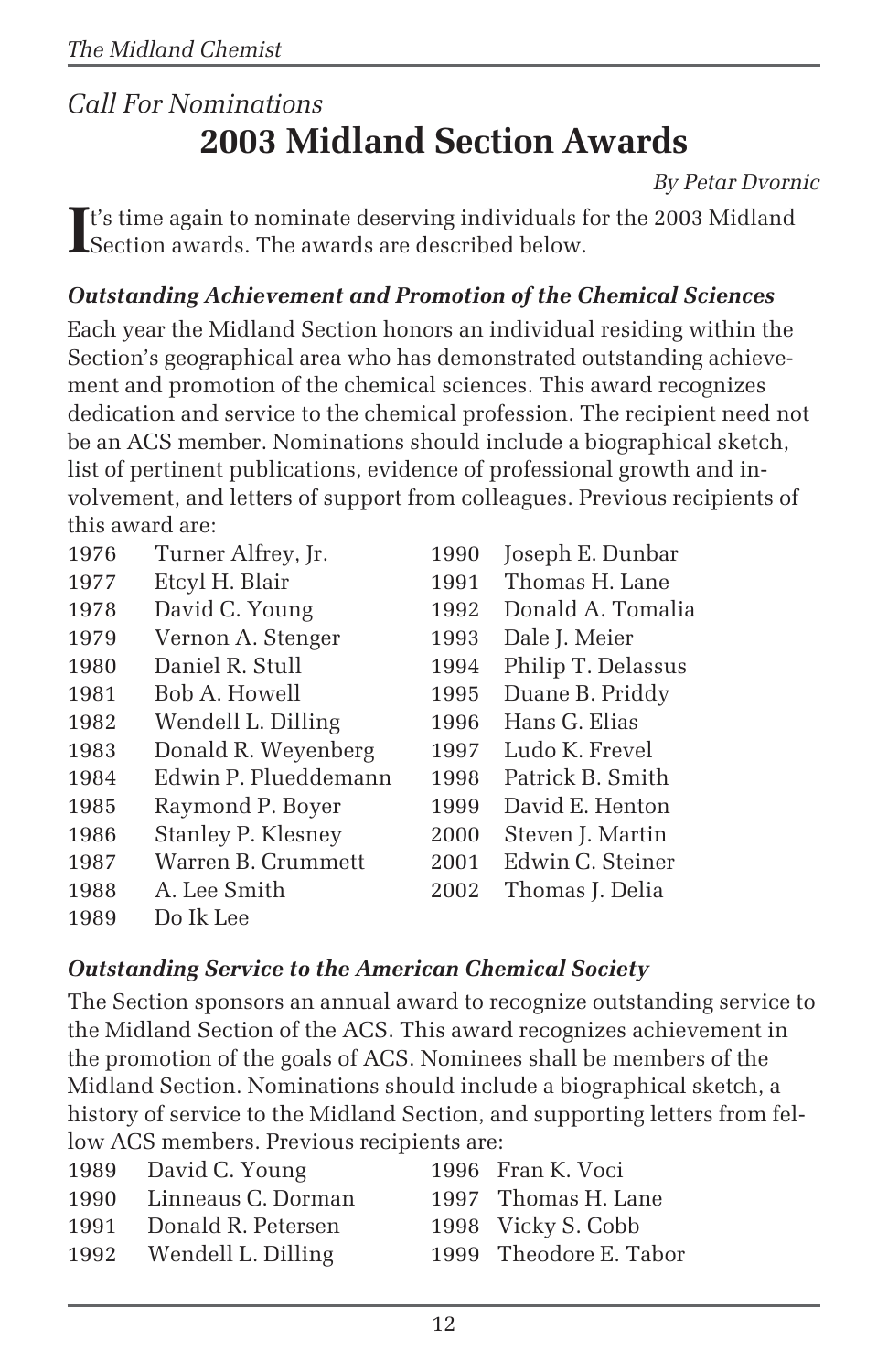*Call For Nominations*

# 2003 Midland Section Awards

*By Petar Dvornic*

It's time again to nominate deserving individuals for the 2003 Midland Section awards. The awards are described below.

### *Outstanding Achievement and Promotion of the Chemical Sciences*

Each year the Midland Section honors an individual residing within the Section's geographical area who has demonstrated outstanding achievement and promotion of the chemical sciences. This award recognizes dedication and service to the chemical profession. The recipient need not be an ACS member. Nominations should include a biographical sketch, list of pertinent publications, evidence of professional growth and involvement, and letters of support from colleagues. Previous recipients of this award are:

1976 Turner Alfrey, Jr.
1977 Etcyl H. Blair
1978 David C. Young
1979 Vernon A. Stenger
1980 Daniel R. Stull
1981 Bob A. Howell
1982 Wendell L. Dilling
1983 Donald R. Weyenberg
1984 Edwin P. Plueddemann
1985 Raymond P. Boyer
1986 Stanley P. Klesney
1987 Warren B. Crummett
1988 A. Lee Smith
1989 Do Ik Lee
1990 Joseph E. Dunbar
1991 Thomas H. Lane
1992 Donald A. Tomalia
1993 Dale J. Meier
1994 Philip T. Delassus
1995 Duane B. Priddy
1996 Hans G. Elias
1997 Ludo K. Frevel
1998 Patrick B. Smith
1999 David E. Henton
2000 Steven J. Martin
2001 Edwin C. Steiner
2002 Thomas J. Delia

### *Outstanding Service to the American Chemical Society*

The Section sponsors an annual award to recognize outstanding service to the Midland Section of the ACS. This award recognizes achievement in the promotion of the goals of ACS. Nominees shall be members of the Midland Section. Nominations should include a biographical sketch, a history of service to the Midland Section, and supporting letters from fellow ACS members. Previous recipients are:

1989 David C. Young
1990 Linneaus C. Dorman
1991 Donald R. Petersen
1992 Wendell L. Dilling
1996 Fran K. Voci
1997 Thomas H. Lane
1998 Vicky S. Cobb
1999 Theodore E. Tabor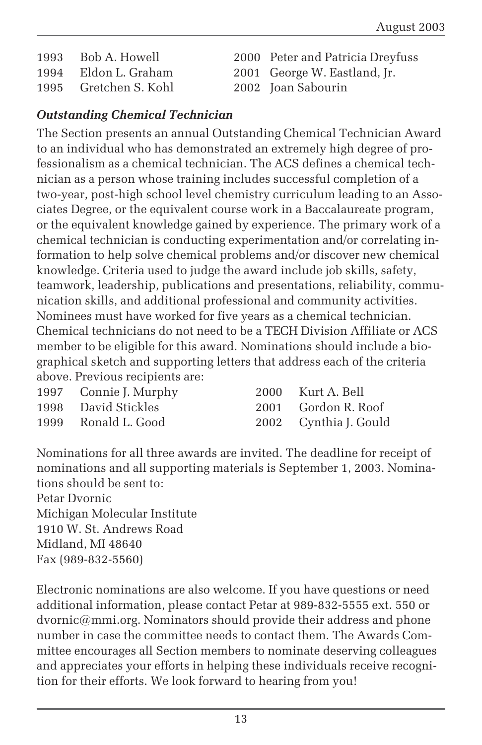1993 Bob A. Howell
1994 Eldon L. Graham
1995 Gretchen S. Kohl
2000 Peter and Patricia Dreyfuss
2001 George W. Eastland, Jr.
2002 Joan Sabourin

### *Outstanding Chemical Technician*

The Section presents an annual Outstanding Chemical Technician Award to an individual who has demonstrated an extremely high degree of professionalism as a chemical technician. The ACS defines a chemical technician as a person whose training includes successful completion of a two-year, post-high school level chemistry curriculum leading to an Associates Degree, or the equivalent course work in a Baccalaureate program, or the equivalent knowledge gained by experience. The primary work of a chemical technician is conducting experimentation and/or correlating information to help solve chemical problems and/or discover new chemical knowledge. Criteria used to judge the award include job skills, safety, teamwork, leadership, publications and presentations, reliability, communication skills, and additional professional and community activities. Nominees must have worked for five years as a chemical technician. Chemical technicians do not need to be a TECH Division Affiliate or ACS member to be eligible for this award. Nominations should include a biographical sketch and supporting letters that address each of the criteria above. Previous recipients are:

1997 Connie J. Murphy
1998 David Stickles
1999 Ronald L. Good
2000 Kurt A. Bell
2001 Gordon R. Roof
2002 Cynthia J. Gould

Nominations for all three awards are invited. The deadline for receipt of nominations and all supporting materials is September 1, 2003. Nominations should be sent to:
Petar Dvornic
Michigan Molecular Institute
1910 W. St. Andrews Road
Midland, MI 48640
Fax (989-832-5560)

Electronic nominations are also welcome. If you have questions or need additional information, please contact Petar at 989-832-5555 ext. 550 or dvornic@mmi.org. Nominators should provide their address and phone number in case the committee needs to contact them. The Awards Committee encourages all Section members to nominate deserving colleagues and appreciates your efforts in helping these individuals receive recognition for their efforts. We look forward to hearing from you!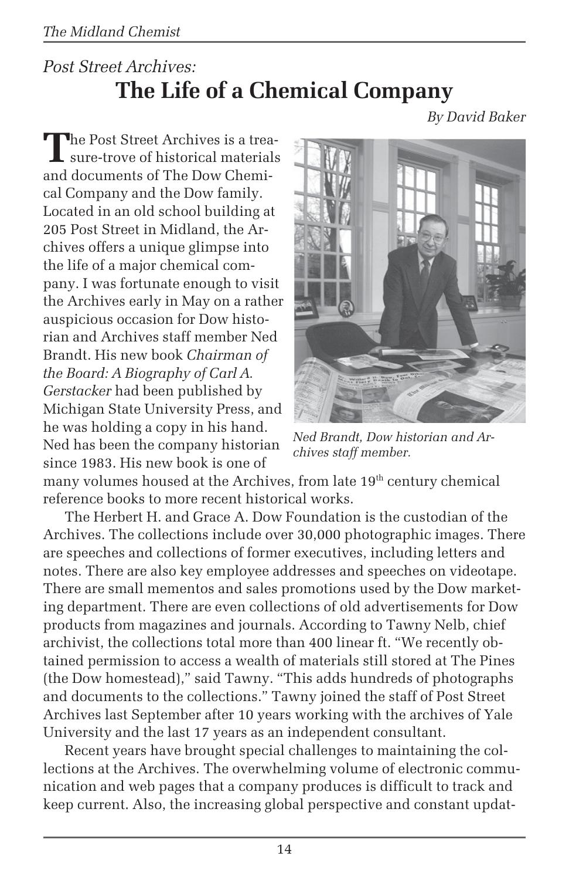*Post Street Archives:*

# The Life of a Chemical Company

*By David Baker*

The Post Street Archives is a treasure-trove of historical materials and documents of The Dow Chemical Company and the Dow family. Located in an old school building at 205 Post Street in Midland, the Archives offers a unique glimpse into the life of a major chemical company. I was fortunate enough to visit the Archives early in May on a rather auspicious occasion for Dow historian and Archives staff member Ned Brandt. His new book *Chairman of the Board: A Biography of Carl A. Gerstacker* had been published by Michigan State University Press, and he was holding a copy in his hand. Ned has been the company historian since 1983. His new book is one of many volumes housed at the Archives, from late 19th century chemical reference books to more recent historical works.

*Ned Brandt, Dow historian and Archives staff member.*

The Herbert H. and Grace A. Dow Foundation is the custodian of the Archives. The collections include over 30,000 photographic images. There are speeches and collections of former executives, including letters and notes. There are also key employee addresses and speeches on videotape. There are small mementos and sales promotions used by the Dow marketing department. There are even collections of old advertisements for Dow products from magazines and journals. According to Tawny Nelb, chief archivist, the collections total more than 400 linear ft. "We recently obtained permission to access a wealth of materials still stored at The Pines (the Dow homestead)," said Tawny. "This adds hundreds of photographs and documents to the collections." Tawny joined the staff of Post Street Archives last September after 10 years working with the archives of Yale University and the last 17 years as an independent consultant.

Recent years have brought special challenges to maintaining the collections at the Archives. The overwhelming volume of electronic communication and web pages that a company produces is difficult to track and keep current. Also, the increasing global perspective and constant updat-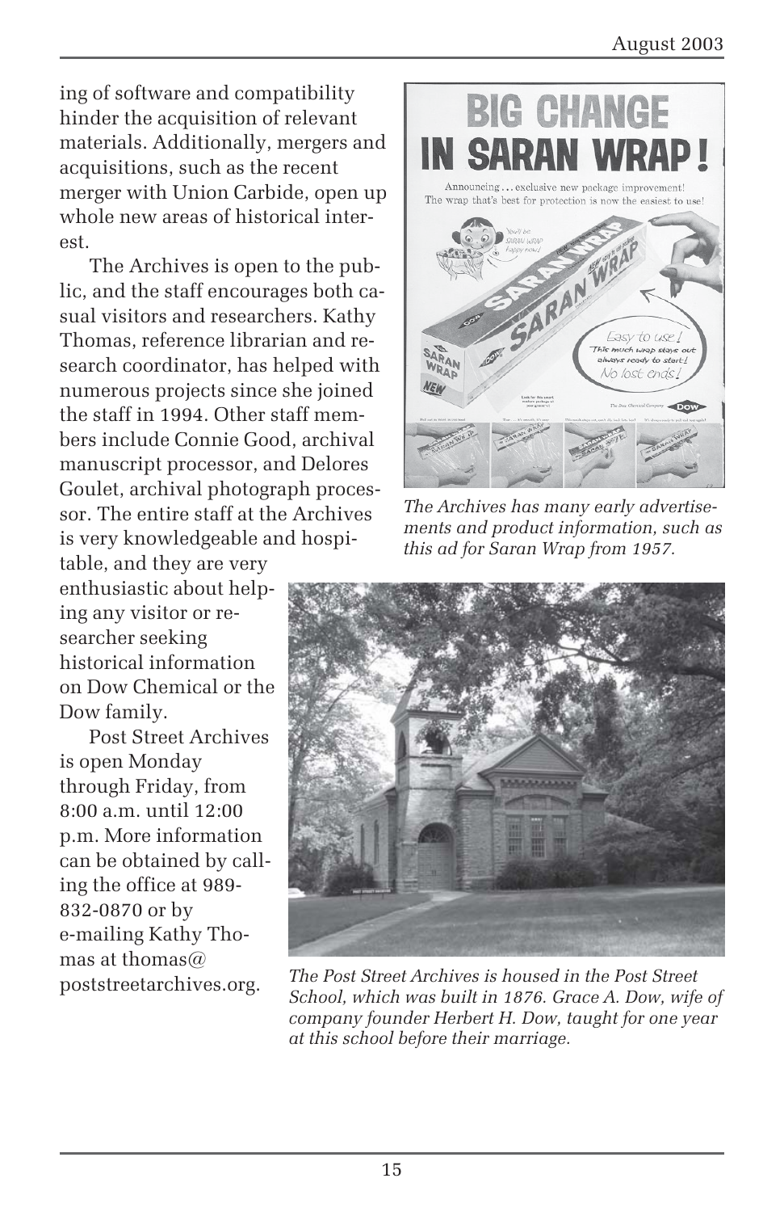ing of software and compatibility hinder the acquisition of relevant materials. Additionally, mergers and acquisitions, such as the recent merger with Union Carbide, open up whole new areas of historical interest.

The Archives is open to the public, and the staff encourages both casual visitors and researchers. Kathy Thomas, reference librarian and research coordinator, has helped with numerous projects since she joined the staff in 1994. Other staff members include Connie Good, archival manuscript processor, and Delores Goulet, archival photograph processor. The entire staff at the Archives is very knowledgeable and hospitable, and they are very enthusiastic about helping any visitor or researcher seeking historical information on Dow Chemical or the Dow family.

Post Street Archives is open Monday through Friday, from 8:00 a.m. until 12:00 p.m. More information can be obtained by calling the office at 989-832-0870 or by e-mailing Kathy Thomas at thomas@poststreetarchives.org.

*The Archives has many early advertisements and product information, such as this ad for Saran Wrap from 1957.*

*The Post Street Archives is housed in the Post Street School, which was built in 1876. Grace A. Dow, wife of company founder Herbert H. Dow, taught for one year at this school before their marriage.*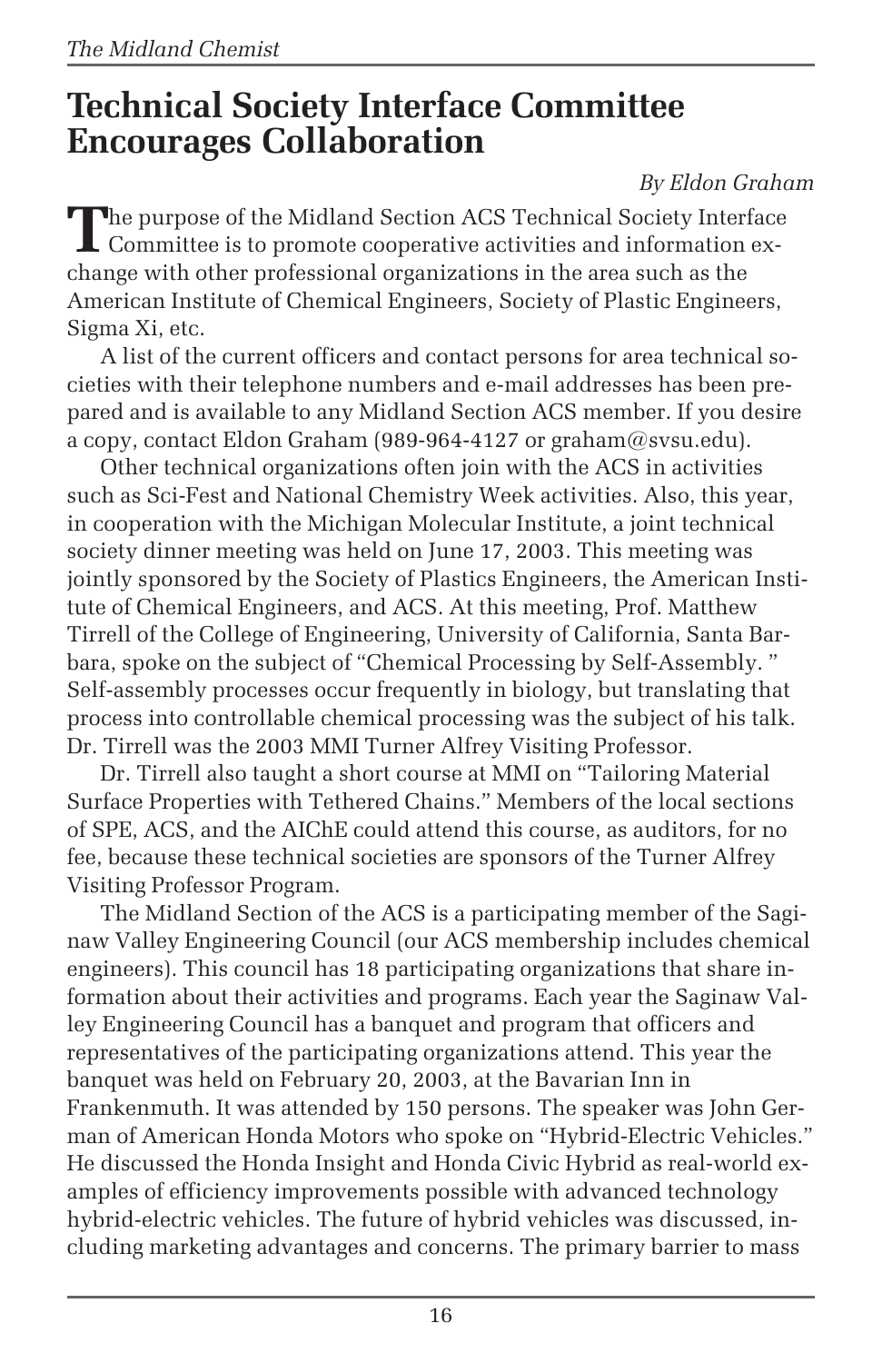# Technical Society Interface Committee Encourages Collaboration

*By Eldon Graham*

The purpose of the Midland Section ACS Technical Society Interface Committee is to promote cooperative activities and information exchange with other professional organizations in the area such as the American Institute of Chemical Engineers, Society of Plastic Engineers, Sigma Xi, etc.

A list of the current officers and contact persons for area technical societies with their telephone numbers and e-mail addresses has been prepared and is available to any Midland Section ACS member. If you desire a copy, contact Eldon Graham (989-964-4127 or graham@svsu.edu).

Other technical organizations often join with the ACS in activities such as Sci-Fest and National Chemistry Week activities. Also, this year, in cooperation with the Michigan Molecular Institute, a joint technical society dinner meeting was held on June 17, 2003. This meeting was jointly sponsored by the Society of Plastics Engineers, the American Institute of Chemical Engineers, and ACS. At this meeting, Prof. Matthew Tirrell of the College of Engineering, University of California, Santa Barbara, spoke on the subject of "Chemical Processing by Self-Assembly. " Self-assembly processes occur frequently in biology, but translating that process into controllable chemical processing was the subject of his talk. Dr. Tirrell was the 2003 MMI Turner Alfrey Visiting Professor.

Dr. Tirrell also taught a short course at MMI on "Tailoring Material Surface Properties with Tethered Chains." Members of the local sections of SPE, ACS, and the AIChE could attend this course, as auditors, for no fee, because these technical societies are sponsors of the Turner Alfrey Visiting Professor Program.

The Midland Section of the ACS is a participating member of the Saginaw Valley Engineering Council (our ACS membership includes chemical engineers). This council has 18 participating organizations that share information about their activities and programs. Each year the Saginaw Valley Engineering Council has a banquet and program that officers and representatives of the participating organizations attend. This year the banquet was held on February 20, 2003, at the Bavarian Inn in Frankenmuth. It was attended by 150 persons. The speaker was John German of American Honda Motors who spoke on "Hybrid-Electric Vehicles." He discussed the Honda Insight and Honda Civic Hybrid as real-world examples of efficiency improvements possible with advanced technology hybrid-electric vehicles. The future of hybrid vehicles was discussed, including marketing advantages and concerns. The primary barrier to mass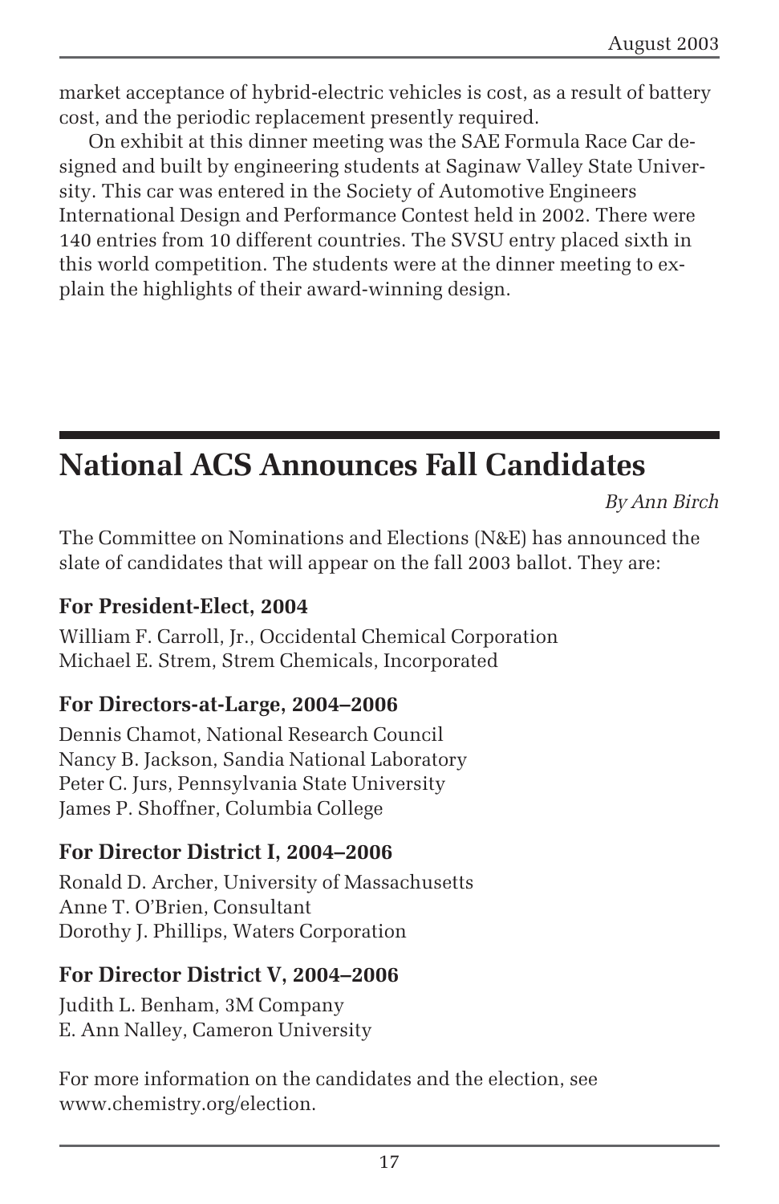market acceptance of hybrid-electric vehicles is cost, as a result of battery cost, and the periodic replacement presently required.

On exhibit at this dinner meeting was the SAE Formula Race Car designed and built by engineering students at Saginaw Valley State University. This car was entered in the Society of Automotive Engineers International Design and Performance Contest held in 2002. There were 140 entries from 10 different countries. The SVSU entry placed sixth in this world competition. The students were at the dinner meeting to explain the highlights of their award-winning design.

# National ACS Announces Fall Candidates

*By Ann Birch*

The Committee on Nominations and Elections (N&E) has announced the slate of candidates that will appear on the fall 2003 ballot. They are:

### For President-Elect, 2004

William F. Carroll, Jr., Occidental Chemical Corporation
Michael E. Strem, Strem Chemicals, Incorporated

### For Directors-at-Large, 2004–2006

Dennis Chamot, National Research Council
Nancy B. Jackson, Sandia National Laboratory
Peter C. Jurs, Pennsylvania State University
James P. Shoffner, Columbia College

### For Director District I, 2004–2006

Ronald D. Archer, University of Massachusetts
Anne T. O'Brien, Consultant
Dorothy J. Phillips, Waters Corporation

### For Director District V, 2004–2006

Judith L. Benham, 3M Company
E. Ann Nalley, Cameron University

For more information on the candidates and the election, see www.chemistry.org/election.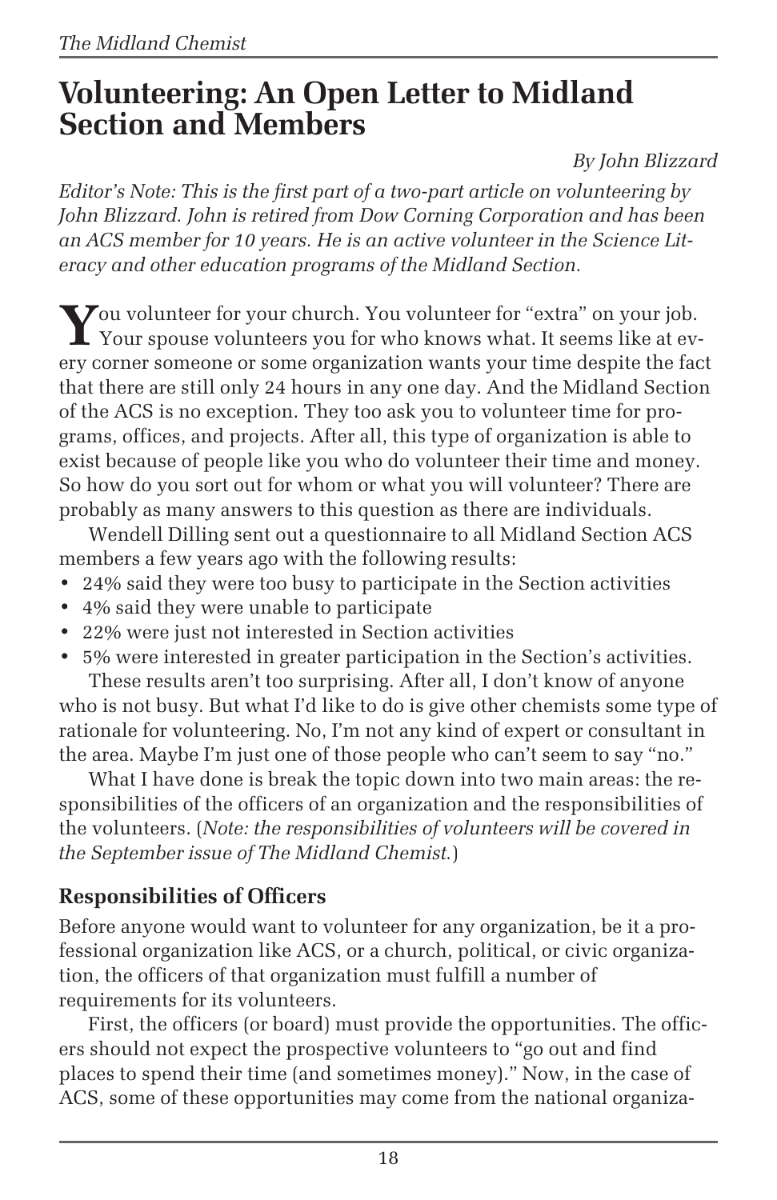# Volunteering: An Open Letter to Midland Section and Members

*By John Blizzard*

*Editor's Note: This is the first part of a two-part article on volunteering by John Blizzard. John is retired from Dow Corning Corporation and has been an ACS member for 10 years. He is an active volunteer in the Science Literacy and other education programs of the Midland Section.*

You volunteer for your church. You volunteer for "extra" on your job. Your spouse volunteers you for who knows what. It seems like at every corner someone or some organization wants your time despite the fact that there are still only 24 hours in any one day. And the Midland Section of the ACS is no exception. They too ask you to volunteer time for programs, offices, and projects. After all, this type of organization is able to exist because of people like you who do volunteer their time and money. So how do you sort out for whom or what you will volunteer? There are probably as many answers to this question as there are individuals.

Wendell Dilling sent out a questionnaire to all Midland Section ACS members a few years ago with the following results:

- 24% said they were too busy to participate in the Section activities
- 4% said they were unable to participate
- 22% were just not interested in Section activities
- 5% were interested in greater participation in the Section's activities.

These results aren't too surprising. After all, I don't know of anyone who is not busy. But what I'd like to do is give other chemists some type of rationale for volunteering. No, I'm not any kind of expert or consultant in the area. Maybe I'm just one of those people who can't seem to say "no."

What I have done is break the topic down into two main areas: the responsibilities of the officers of an organization and the responsibilities of the volunteers. (*Note: the responsibilities of volunteers will be covered in the September issue of The Midland Chemist.*)

### Responsibilities of Officers

Before anyone would want to volunteer for any organization, be it a professional organization like ACS, or a church, political, or civic organization, the officers of that organization must fulfill a number of requirements for its volunteers.

First, the officers (or board) must provide the opportunities. The officers should not expect the prospective volunteers to "go out and find places to spend their time (and sometimes money)." Now, in the case of ACS, some of these opportunities may come from the national organiza-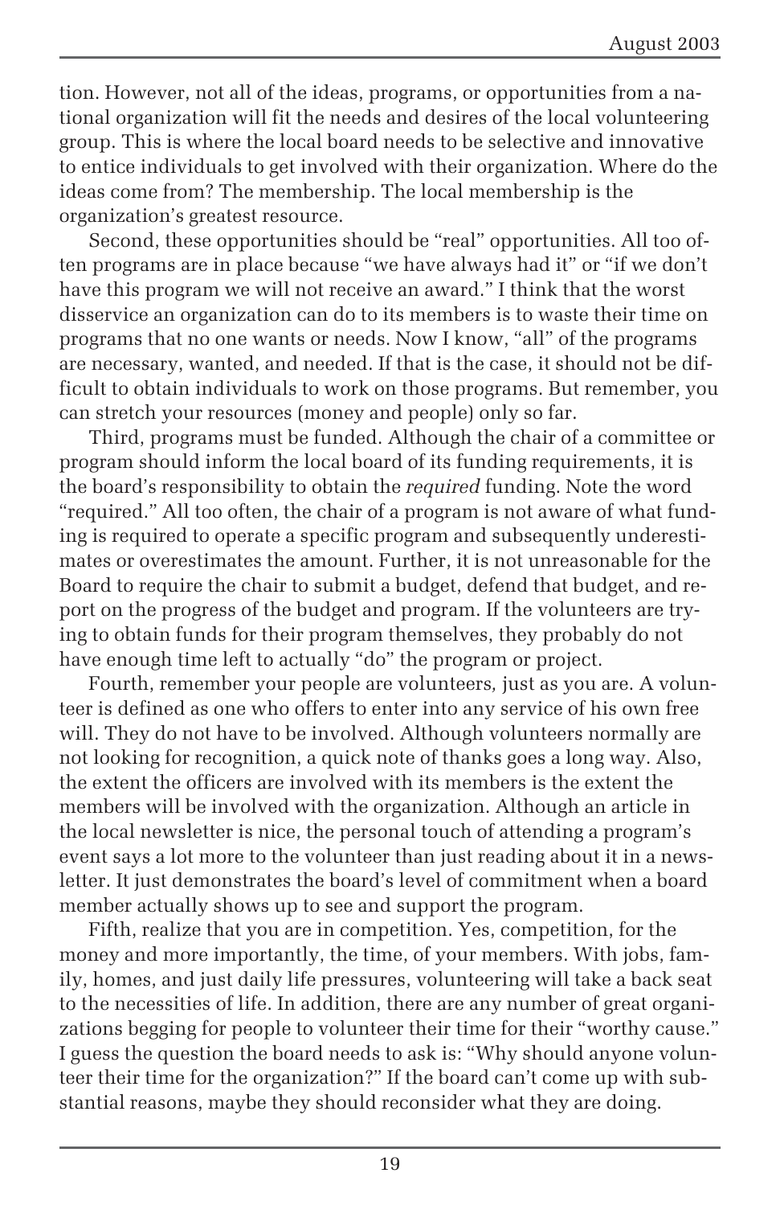tion. However, not all of the ideas, programs, or opportunities from a national organization will fit the needs and desires of the local volunteering group. This is where the local board needs to be selective and innovative to entice individuals to get involved with their organization. Where do the ideas come from? The membership. The local membership is the organization's greatest resource.

Second, these opportunities should be "real" opportunities. All too often programs are in place because "we have always had it" or "if we don't have this program we will not receive an award." I think that the worst disservice an organization can do to its members is to waste their time on programs that no one wants or needs. Now I know, "all" of the programs are necessary, wanted, and needed. If that is the case, it should not be difficult to obtain individuals to work on those programs. But remember, you can stretch your resources (money and people) only so far.

Third, programs must be funded. Although the chair of a committee or program should inform the local board of its funding requirements, it is the board's responsibility to obtain the *required* funding. Note the word "required." All too often, the chair of a program is not aware of what funding is required to operate a specific program and subsequently underestimates or overestimates the amount. Further, it is not unreasonable for the Board to require the chair to submit a budget, defend that budget, and report on the progress of the budget and program. If the volunteers are trying to obtain funds for their program themselves, they probably do not have enough time left to actually "do" the program or project.

Fourth, remember your people are volunteers, just as you are. A volunteer is defined as one who offers to enter into any service of his own free will. They do not have to be involved. Although volunteers normally are not looking for recognition, a quick note of thanks goes a long way. Also, the extent the officers are involved with its members is the extent the members will be involved with the organization. Although an article in the local newsletter is nice, the personal touch of attending a program's event says a lot more to the volunteer than just reading about it in a newsletter. It just demonstrates the board's level of commitment when a board member actually shows up to see and support the program.

Fifth, realize that you are in competition. Yes, competition, for the money and more importantly, the time, of your members. With jobs, family, homes, and just daily life pressures, volunteering will take a back seat to the necessities of life. In addition, there are any number of great organizations begging for people to volunteer their time for their "worthy cause." I guess the question the board needs to ask is: "Why should anyone volunteer their time for the organization?" If the board can't come up with substantial reasons, maybe they should reconsider what they are doing.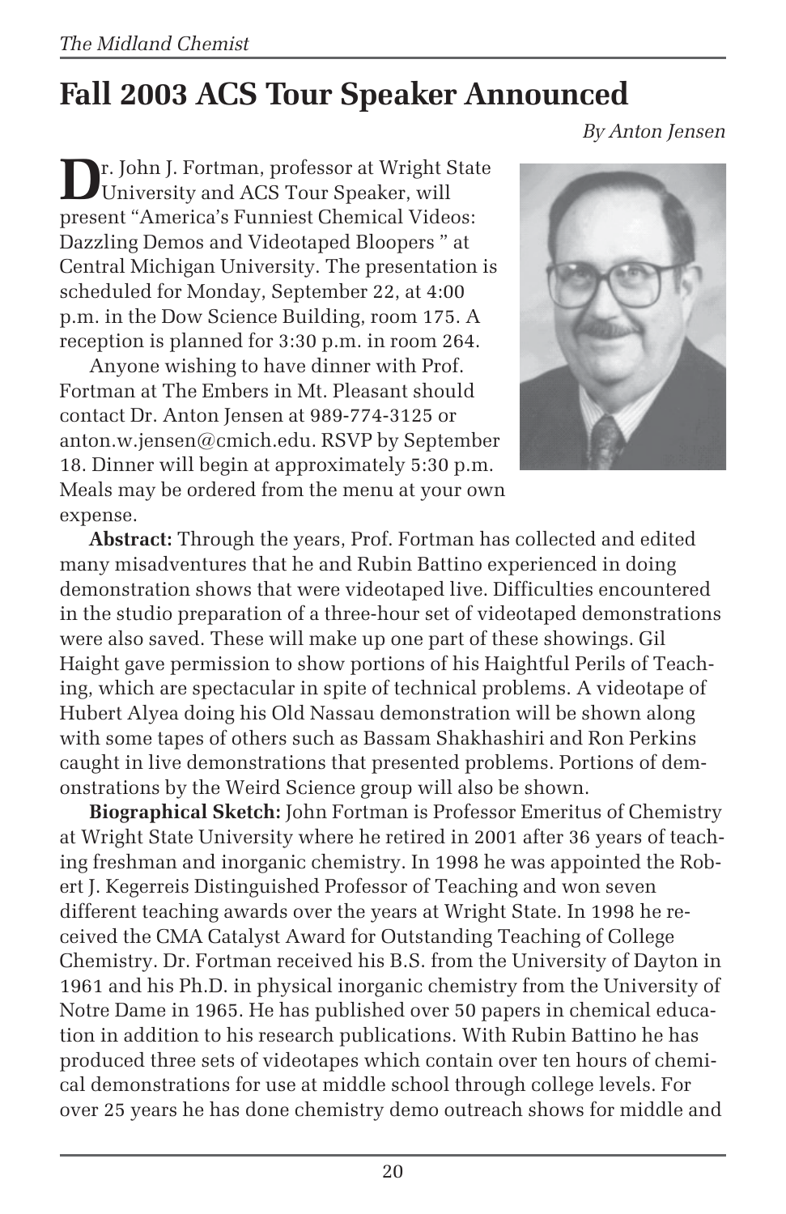# Fall 2003 ACS Tour Speaker Announced

*By Anton Jensen*

Dr. John J. Fortman, professor at Wright State University and ACS Tour Speaker, will present "America's Funniest Chemical Videos: Dazzling Demos and Videotaped Bloopers " at Central Michigan University. The presentation is scheduled for Monday, September 22, at 4:00 p.m. in the Dow Science Building, room 175. A reception is planned for 3:30 p.m. in room 264.

Anyone wishing to have dinner with Prof. Fortman at The Embers in Mt. Pleasant should contact Dr. Anton Jensen at 989-774-3125 or anton.w.jensen@cmich.edu. RSVP by September 18. Dinner will begin at approximately 5:30 p.m. Meals may be ordered from the menu at your own expense.

**Abstract:** Through the years, Prof. Fortman has collected and edited many misadventures that he and Rubin Battino experienced in doing demonstration shows that were videotaped live. Difficulties encountered in the studio preparation of a three-hour set of videotaped demonstrations were also saved. These will make up one part of these showings. Gil Haight gave permission to show portions of his Haightful Perils of Teaching, which are spectacular in spite of technical problems. A videotape of Hubert Alyea doing his Old Nassau demonstration will be shown along with some tapes of others such as Bassam Shakhashiri and Ron Perkins caught in live demonstrations that presented problems. Portions of demonstrations by the Weird Science group will also be shown.

**Biographical Sketch:** John Fortman is Professor Emeritus of Chemistry at Wright State University where he retired in 2001 after 36 years of teaching freshman and inorganic chemistry. In 1998 he was appointed the Robert J. Kegerreis Distinguished Professor of Teaching and won seven different teaching awards over the years at Wright State. In 1998 he received the CMA Catalyst Award for Outstanding Teaching of College Chemistry. Dr. Fortman received his B.S. from the University of Dayton in 1961 and his Ph.D. in physical inorganic chemistry from the University of Notre Dame in 1965. He has published over 50 papers in chemical education in addition to his research publications. With Rubin Battino he has produced three sets of videotapes which contain over ten hours of chemical demonstrations for use at middle school through college levels. For over 25 years he has done chemistry demo outreach shows for middle and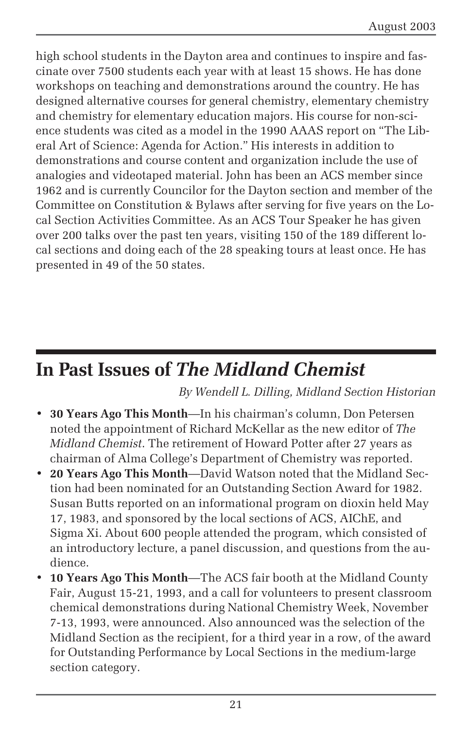high school students in the Dayton area and continues to inspire and fascinate over 7500 students each year with at least 15 shows. He has done workshops on teaching and demonstrations around the country. He has designed alternative courses for general chemistry, elementary chemistry and chemistry for elementary education majors. His course for non-science students was cited as a model in the 1990 AAAS report on "The Liberal Art of Science: Agenda for Action." His interests in addition to demonstrations and course content and organization include the use of analogies and videotaped material. John has been an ACS member since 1962 and is currently Councilor for the Dayton section and member of the Committee on Constitution & Bylaws after serving for five years on the Local Section Activities Committee. As an ACS Tour Speaker he has given over 200 talks over the past ten years, visiting 150 of the 189 different local sections and doing each of the 28 speaking tours at least once. He has presented in 49 of the 50 states.

# In Past Issues of *The Midland Chemist*

*By Wendell L. Dilling, Midland Section Historian*

- **30 Years Ago This Month**—In his chairman's column, Don Petersen noted the appointment of Richard McKellar as the new editor of *The Midland Chemist*. The retirement of Howard Potter after 27 years as chairman of Alma College's Department of Chemistry was reported.
- **20 Years Ago This Month**—David Watson noted that the Midland Section had been nominated for an Outstanding Section Award for 1982. Susan Butts reported on an informational program on dioxin held May 17, 1983, and sponsored by the local sections of ACS, AIChE, and Sigma Xi. About 600 people attended the program, which consisted of an introductory lecture, a panel discussion, and questions from the audience.
- **10 Years Ago This Month**—The ACS fair booth at the Midland County Fair, August 15-21, 1993, and a call for volunteers to present classroom chemical demonstrations during National Chemistry Week, November 7-13, 1993, were announced. Also announced was the selection of the Midland Section as the recipient, for a third year in a row, of the award for Outstanding Performance by Local Sections in the medium-large section category.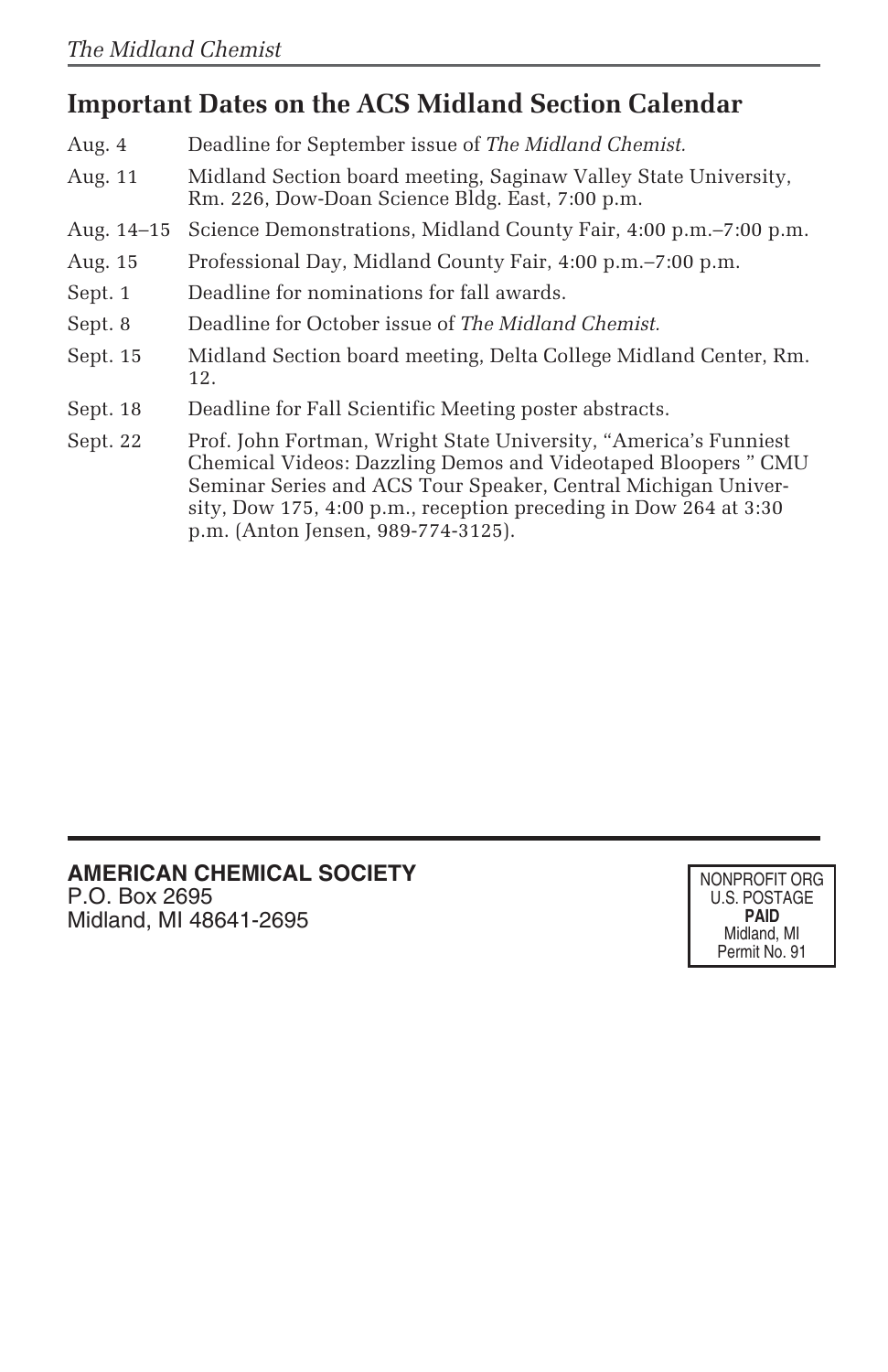## Important Dates on the ACS Midland Section Calendar

| | |
|---|---|
| Aug. 4 | Deadline for September issue of *The Midland Chemist*. |
| Aug. 11 | Midland Section board meeting, Saginaw Valley State University, Rm. 226, Dow-Doan Science Bldg. East, 7:00 p.m. |
| Aug. 14–15 | Science Demonstrations, Midland County Fair, 4:00 p.m.–7:00 p.m. |
| Aug. 15 | Professional Day, Midland County Fair, 4:00 p.m.–7:00 p.m. |
| Sept. 1 | Deadline for nominations for fall awards. |
| Sept. 8 | Deadline for October issue of *The Midland Chemist.* |
| Sept. 15 | Midland Section board meeting, Delta College Midland Center, Rm. 12. |
| Sept. 18 | Deadline for Fall Scientific Meeting poster abstracts. |
| Sept. 22 | Prof. John Fortman, Wright State University, "America's Funniest Chemical Videos: Dazzling Demos and Videotaped Bloopers " CMU Seminar Series and ACS Tour Speaker, Central Michigan University, Dow 175, 4:00 p.m., reception preceding in Dow 264 at 3:30 p.m. (Anton Jensen, 989-774-3125). |

**AMERICAN CHEMICAL SOCIETY**
P.O. Box 2695
Midland, MI 48641-2695

NONPROFIT ORG
U.S. POSTAGE
**PAID**
Midland, MI
Permit No. 91